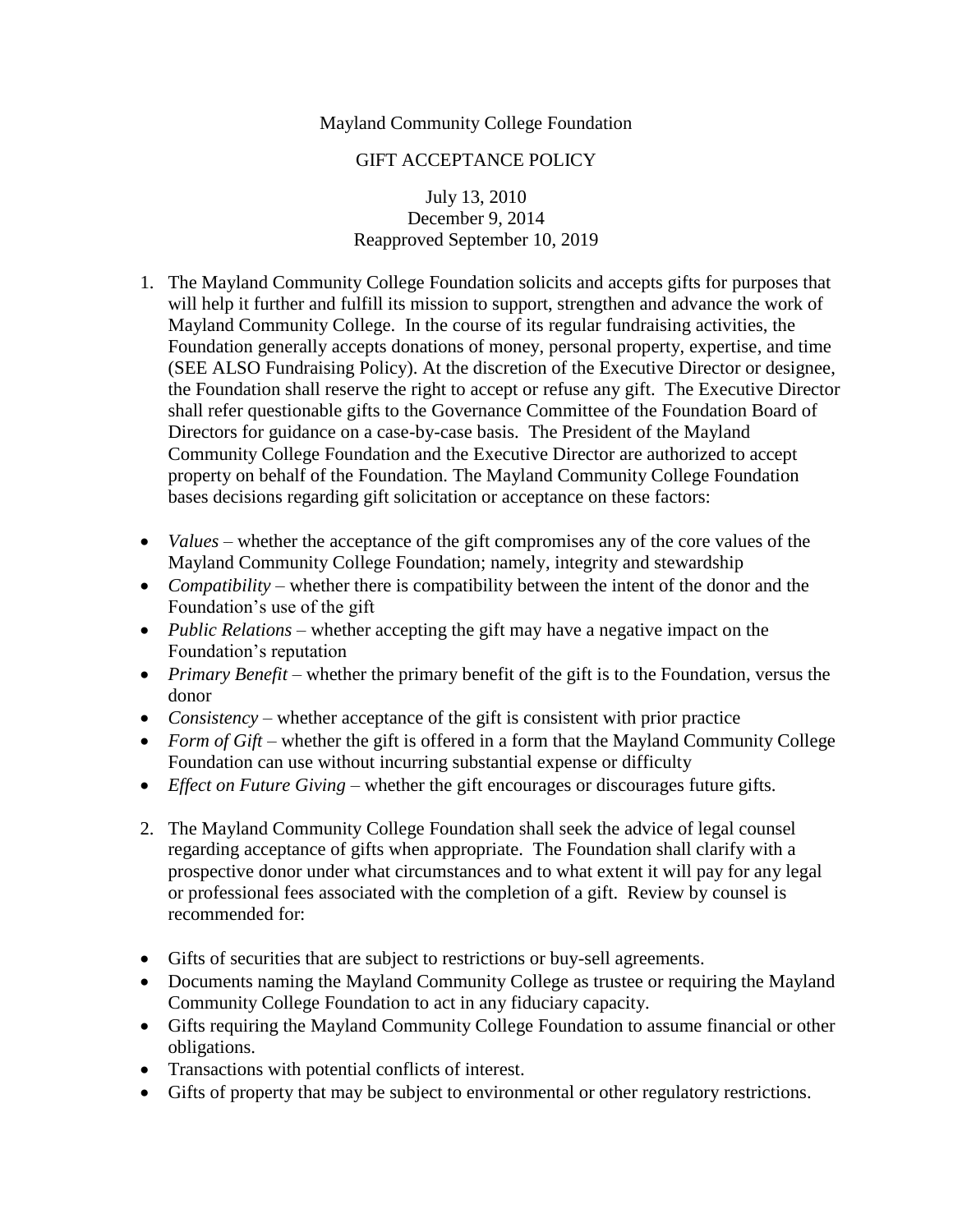Mayland Community College Foundation

GIFT ACCEPTANCE POLICY

July 13, 2010
December 9, 2014
Reapproved September 10, 2019

1. The Mayland Community College Foundation solicits and accepts gifts for purposes that will help it further and fulfill its mission to support, strengthen and advance the work of Mayland Community College. In the course of its regular fundraising activities, the Foundation generally accepts donations of money, personal property, expertise, and time (SEE ALSO Fundraising Policy). At the discretion of the Executive Director or designee, the Foundation shall reserve the right to accept or refuse any gift. The Executive Director shall refer questionable gifts to the Governance Committee of the Foundation Board of Directors for guidance on a case-by-case basis. The President of the Mayland Community College Foundation and the Executive Director are authorized to accept property on behalf of the Foundation. The Mayland Community College Foundation bases decisions regarding gift solicitation or acceptance on these factors:

- *Values* – whether the acceptance of the gift compromises any of the core values of the Mayland Community College Foundation; namely, integrity and stewardship
- *Compatibility* – whether there is compatibility between the intent of the donor and the Foundation's use of the gift
- *Public Relations* – whether accepting the gift may have a negative impact on the Foundation's reputation
- *Primary Benefit* – whether the primary benefit of the gift is to the Foundation, versus the donor
- *Consistency* – whether acceptance of the gift is consistent with prior practice
- *Form of Gift* – whether the gift is offered in a form that the Mayland Community College Foundation can use without incurring substantial expense or difficulty
- *Effect on Future Giving* – whether the gift encourages or discourages future gifts.

2. The Mayland Community College Foundation shall seek the advice of legal counsel regarding acceptance of gifts when appropriate. The Foundation shall clarify with a prospective donor under what circumstances and to what extent it will pay for any legal or professional fees associated with the completion of a gift. Review by counsel is recommended for:

- Gifts of securities that are subject to restrictions or buy-sell agreements.
- Documents naming the Mayland Community College as trustee or requiring the Mayland Community College Foundation to act in any fiduciary capacity.
- Gifts requiring the Mayland Community College Foundation to assume financial or other obligations.
- Transactions with potential conflicts of interest.
- Gifts of property that may be subject to environmental or other regulatory restrictions.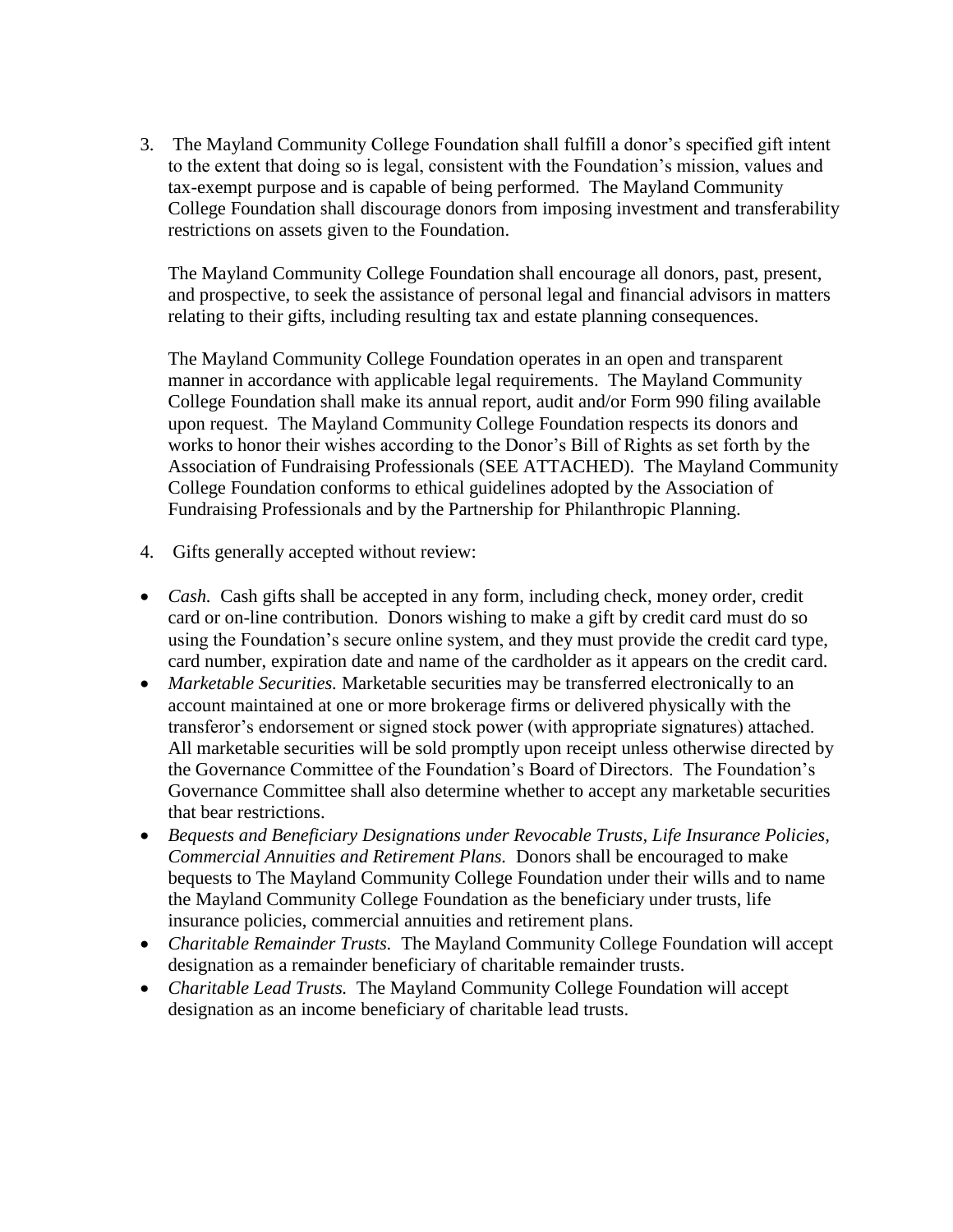3. The Mayland Community College Foundation shall fulfill a donor's specified gift intent to the extent that doing so is legal, consistent with the Foundation's mission, values and tax-exempt purpose and is capable of being performed. The Mayland Community College Foundation shall discourage donors from imposing investment and transferability restrictions on assets given to the Foundation.

   The Mayland Community College Foundation shall encourage all donors, past, present, and prospective, to seek the assistance of personal legal and financial advisors in matters relating to their gifts, including resulting tax and estate planning consequences.

   The Mayland Community College Foundation operates in an open and transparent manner in accordance with applicable legal requirements. The Mayland Community College Foundation shall make its annual report, audit and/or Form 990 filing available upon request. The Mayland Community College Foundation respects its donors and works to honor their wishes according to the Donor's Bill of Rights as set forth by the Association of Fundraising Professionals (SEE ATTACHED). The Mayland Community College Foundation conforms to ethical guidelines adopted by the Association of Fundraising Professionals and by the Partnership for Philanthropic Planning.

4. Gifts generally accepted without review:

- *Cash.* Cash gifts shall be accepted in any form, including check, money order, credit card or on-line contribution. Donors wishing to make a gift by credit card must do so using the Foundation's secure online system, and they must provide the credit card type, card number, expiration date and name of the cardholder as it appears on the credit card.
- *Marketable Securities.* Marketable securities may be transferred electronically to an account maintained at one or more brokerage firms or delivered physically with the transferor's endorsement or signed stock power (with appropriate signatures) attached. All marketable securities will be sold promptly upon receipt unless otherwise directed by the Governance Committee of the Foundation's Board of Directors. The Foundation's Governance Committee shall also determine whether to accept any marketable securities that bear restrictions.
- *Bequests and Beneficiary Designations under Revocable Trusts, Life Insurance Policies, Commercial Annuities and Retirement Plans.* Donors shall be encouraged to make bequests to The Mayland Community College Foundation under their wills and to name the Mayland Community College Foundation as the beneficiary under trusts, life insurance policies, commercial annuities and retirement plans.
- *Charitable Remainder Trusts.* The Mayland Community College Foundation will accept designation as a remainder beneficiary of charitable remainder trusts.
- *Charitable Lead Trusts.* The Mayland Community College Foundation will accept designation as an income beneficiary of charitable lead trusts.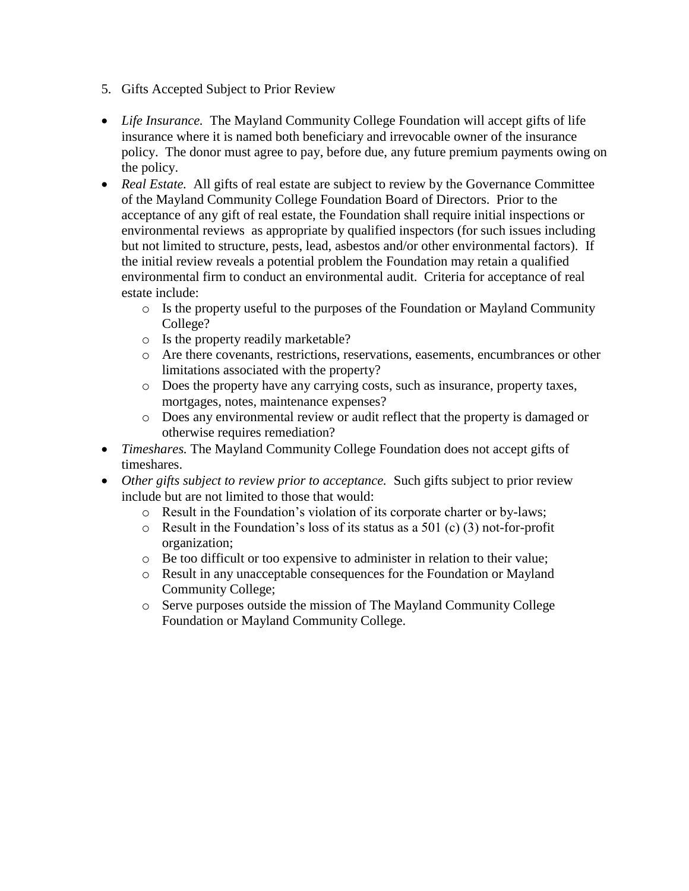5. Gifts Accepted Subject to Prior Review

- *Life Insurance.* The Mayland Community College Foundation will accept gifts of life insurance where it is named both beneficiary and irrevocable owner of the insurance policy. The donor must agree to pay, before due, any future premium payments owing on the policy.
- *Real Estate.* All gifts of real estate are subject to review by the Governance Committee of the Mayland Community College Foundation Board of Directors. Prior to the acceptance of any gift of real estate, the Foundation shall require initial inspections or environmental reviews as appropriate by qualified inspectors (for such issues including but not limited to structure, pests, lead, asbestos and/or other environmental factors). If the initial review reveals a potential problem the Foundation may retain a qualified environmental firm to conduct an environmental audit. Criteria for acceptance of real estate include:
  - Is the property useful to the purposes of the Foundation or Mayland Community College?
  - Is the property readily marketable?
  - Are there covenants, restrictions, reservations, easements, encumbrances or other limitations associated with the property?
  - Does the property have any carrying costs, such as insurance, property taxes, mortgages, notes, maintenance expenses?
  - Does any environmental review or audit reflect that the property is damaged or otherwise requires remediation?
- *Timeshares.* The Mayland Community College Foundation does not accept gifts of timeshares.
- *Other gifts subject to review prior to acceptance.* Such gifts subject to prior review include but are not limited to those that would:
  - Result in the Foundation's violation of its corporate charter or by-laws;
  - Result in the Foundation's loss of its status as a 501 (c) (3) not-for-profit organization;
  - Be too difficult or too expensive to administer in relation to their value;
  - Result in any unacceptable consequences for the Foundation or Mayland Community College;
  - Serve purposes outside the mission of The Mayland Community College Foundation or Mayland Community College.